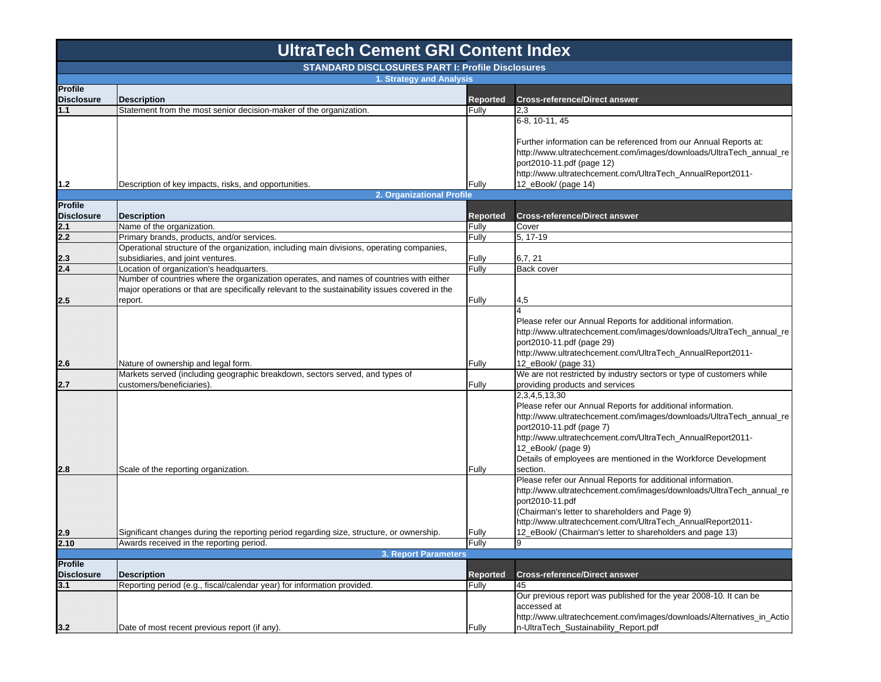# UltraTech Cement GRI Content Index

## STANDARD DISCLOSURES PART I: Profile Disclosures

### 1. Strategy and Analysis

| Profile Disclosure | Description | Reported | Cross-reference/Direct answer |
|---|---|---|---|
| 1.1 | Statement from the most senior decision-maker of the organization. | Fully | 2,3 |
| 1.2 | Description of key impacts, risks, and opportunities. | Fully | 6-8, 10-11, 45<br><br>Further information can be referenced from our Annual Reports at: http://www.ultratechcement.com/images/downloads/UltraTech_annual_report2010-11.pdf (page 12) http://www.ultratechcement.com/UltraTech_AnnualReport2011-12_eBook/ (page 14) |

### 2. Organizational Profile

| Profile Disclosure | Description | Reported | Cross-reference/Direct answer |
|---|---|---|---|
| 2.1 | Name of the organization. | Fully | Cover |
| 2.2 | Primary brands, products, and/or services. | Fully | 5, 17-19 |
| 2.3 | Operational structure of the organization, including main divisions, operating companies, subsidiaries, and joint ventures. | Fully | 6,7, 21 |
| 2.4 | Location of organization's headquarters. | Fully | Back cover |
| 2.5 | Number of countries where the organization operates, and names of countries with either major operations or that are specifically relevant to the sustainability issues covered in the report. | Fully | 4,5 |
| 2.6 | Nature of ownership and legal form. | Fully | 4<br>Please refer our Annual Reports for additional information. http://www.ultratechcement.com/images/downloads/UltraTech_annual_report2010-11.pdf (page 29) http://www.ultratechcement.com/UltraTech_AnnualReport2011-12_eBook/ (page 31) |
| 2.7 | Markets served (including geographic breakdown, sectors served, and types of customers/beneficiaries). | Fully | We are not restricted by industry sectors or type of customers while providing products and services |
| 2.8 | Scale of the reporting organization. | Fully | 2,3,4,5,13,30<br>Please refer our Annual Reports for additional information. http://www.ultratechcement.com/images/downloads/UltraTech_annual_report2010-11.pdf (page 7) http://www.ultratechcement.com/UltraTech_AnnualReport2011-12_eBook/ (page 9)<br>Details of employees are mentioned in the Workforce Development section. |
| 2.9 | Significant changes during the reporting period regarding size, structure, or ownership. | Fully | Please refer our Annual Reports for additional information. http://www.ultratechcement.com/images/downloads/UltraTech_annual_report2010-11.pdf (Chairman's letter to shareholders and Page 9) http://www.ultratechcement.com/UltraTech_AnnualReport2011-12_eBook/ (Chairman's letter to shareholders and page 13) |
| 2.10 | Awards received in the reporting period. | Fully | 9 |

### 3. Report Parameters

| Profile Disclosure | Description | Reported | Cross-reference/Direct answer |
|---|---|---|---|
| 3.1 | Reporting period (e.g., fiscal/calendar year) for information provided. | Fully | 45 |
| 3.2 | Date of most recent previous report (if any). | Fully | Our previous report was published for the year 2008-10. It can be accessed at http://www.ultratechcement.com/images/downloads/Alternatives_in_Action-UltraTech_Sustainability_Report.pdf |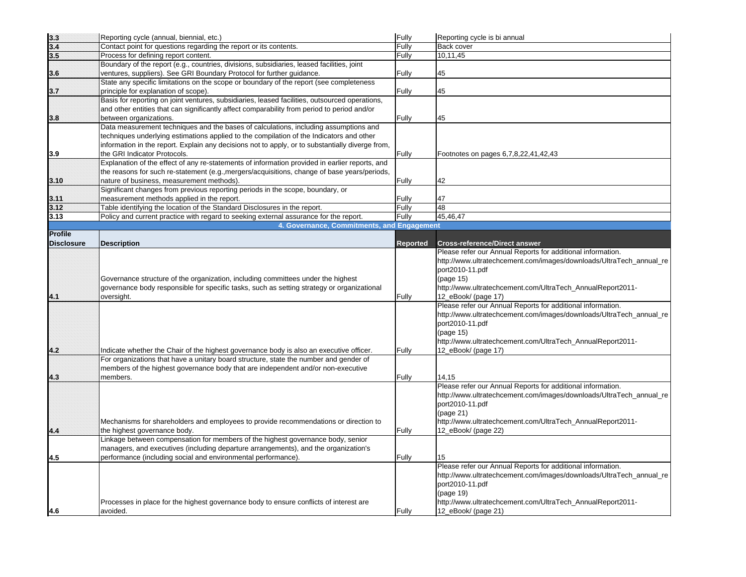| | | | |
|---|---|---|---|
| 3.3 | Reporting cycle (annual, biennial, etc.) | Fully | Reporting cycle is bi annual |
| 3.4 | Contact point for questions regarding the report or its contents. | Fully | Back cover |
| 3.5 | Process for defining report content. | Fully | 10,11,45 |
| 3.6 | Boundary of the report (e.g., countries, divisions, subsidiaries, leased facilities, joint ventures, suppliers). See GRI Boundary Protocol for further guidance. | Fully | 45 |
| 3.7 | State any specific limitations on the scope or boundary of the report (see completeness principle for explanation of scope). | Fully | 45 |
| 3.8 | Basis for reporting on joint ventures, subsidiaries, leased facilities, outsourced operations, and other entities that can significantly affect comparability from period to period and/or between organizations. | Fully | 45 |
| 3.9 | Data measurement techniques and the bases of calculations, including assumptions and techniques underlying estimations applied to the compilation of the Indicators and other information in the report. Explain any decisions not to apply, or to substantially diverge from, the GRI Indicator Protocols. | Fully | Footnotes on pages 6,7,8,22,41,42,43 |
| 3.10 | Explanation of the effect of any re-statements of information provided in earlier reports, and the reasons for such re-statement (e.g.,mergers/acquisitions, change of base years/periods, nature of business, measurement methods). | Fully | 42 |
| 3.11 | Significant changes from previous reporting periods in the scope, boundary, or measurement methods applied in the report. | Fully | 47 |
| 3.12 | Table identifying the location of the Standard Disclosures in the report. | Fully | 48 |
| 3.13 | Policy and current practice with regard to seeking external assurance for the report. | Fully | 45,46,47 |

**4. Governance, Commitments, and Engagement**

| Profile Disclosure | Description | Reported | Cross-reference/Direct answer |
|---|---|---|---|
| 4.1 | Governance structure of the organization, including committees under the highest governance body responsible for specific tasks, such as setting strategy or organizational oversight. | Fully | Please refer our Annual Reports for additional information. http://www.ultratechcement.com/images/downloads/UltraTech_annual_report2010-11.pdf (page 15) http://www.ultratechcement.com/UltraTech_AnnualReport2011-12_eBook/ (page 17) |
| 4.2 | Indicate whether the Chair of the highest governance body is also an executive officer. | Fully | Please refer our Annual Reports for additional information. http://www.ultratechcement.com/images/downloads/UltraTech_annual_report2010-11.pdf (page 15) http://www.ultratechcement.com/UltraTech_AnnualReport2011-12_eBook/ (page 17) |
| 4.3 | For organizations that have a unitary board structure, state the number and gender of members of the highest governance body that are independent and/or non-executive members. | Fully | 14,15 |
| 4.4 | Mechanisms for shareholders and employees to provide recommendations or direction to the highest governance body. | Fully | Please refer our Annual Reports for additional information. http://www.ultratechcement.com/images/downloads/UltraTech_annual_report2010-11.pdf (page 21) http://www.ultratechcement.com/UltraTech_AnnualReport2011-12_eBook/ (page 22) |
| 4.5 | Linkage between compensation for members of the highest governance body, senior managers, and executives (including departure arrangements), and the organization's performance (including social and environmental performance). | Fully | 15 |
| 4.6 | Processes in place for the highest governance body to ensure conflicts of interest are avoided. | Fully | Please refer our Annual Reports for additional information. http://www.ultratechcement.com/images/downloads/UltraTech_annual_report2010-11.pdf (page 19) http://www.ultratechcement.com/UltraTech_AnnualReport2011-12_eBook/ (page 21) |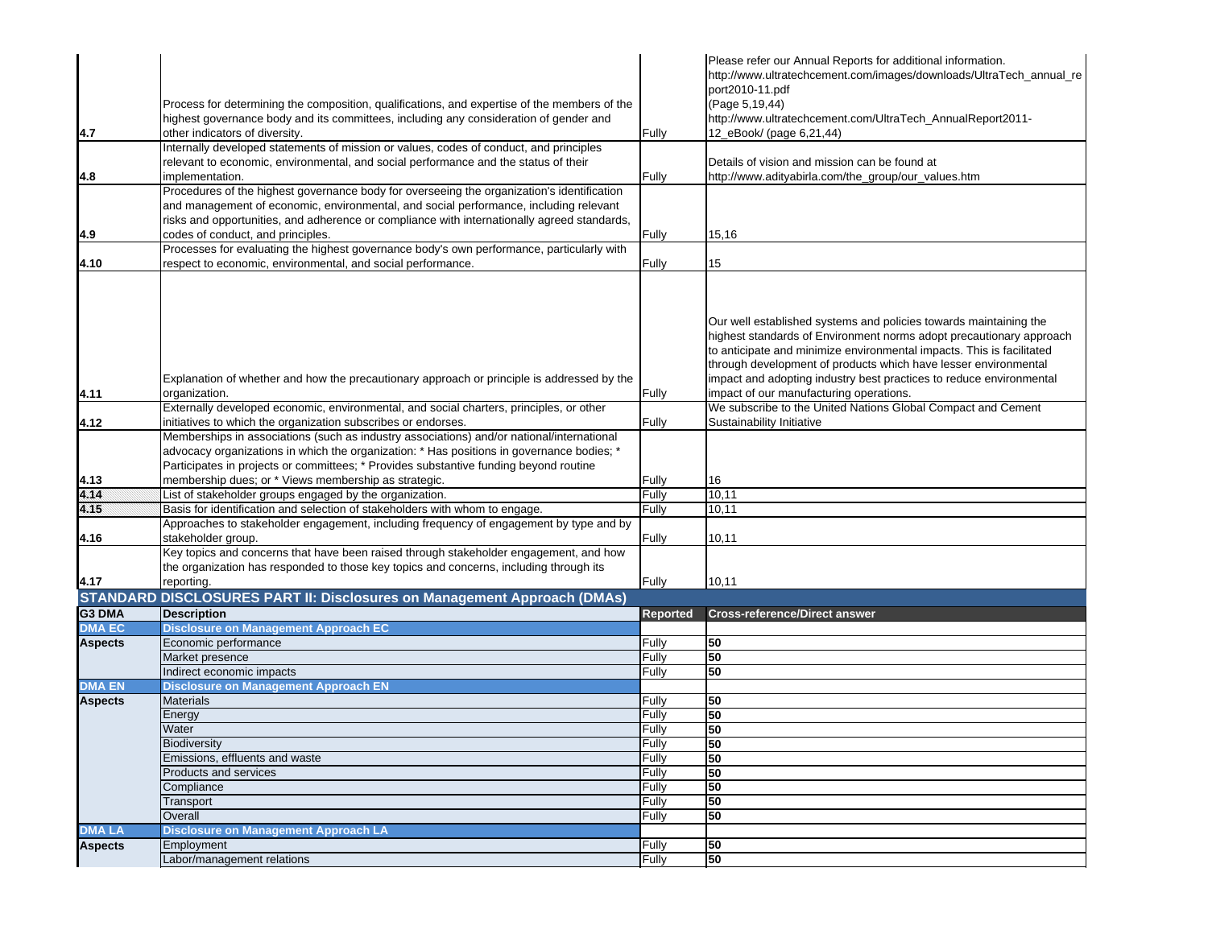| | | | |
|---|---|---|---|
| 4.7 | Process for determining the composition, qualifications, and expertise of the members of the highest governance body and its committees, including any consideration of gender and other indicators of diversity. | Fully | Please refer our Annual Reports for additional information. http://www.ultratechcement.com/images/downloads/UltraTech_annual_report2010-11.pdf (Page 5,19,44) http://www.ultratechcement.com/UltraTech_AnnualReport2011-12_eBook/ (page 6,21,44) |
| 4.8 | Internally developed statements of mission or values, codes of conduct, and principles relevant to economic, environmental, and social performance and the status of their implementation. | Fully | Details of vision and mission can be found at http://www.adityabirla.com/the_group/our_values.htm |
| 4.9 | Procedures of the highest governance body for overseeing the organization's identification and management of economic, environmental, and social performance, including relevant risks and opportunities, and adherence or compliance with internationally agreed standards, codes of conduct, and principles. | Fully | 15,16 |
| 4.10 | Processes for evaluating the highest governance body's own performance, particularly with respect to economic, environmental, and social performance. | Fully | 15 |
| 4.11 | Explanation of whether and how the precautionary approach or principle is addressed by the organization. | Fully | Our well established systems and policies towards maintaining the highest standards of Environment norms adopt precautionary approach to anticipate and minimize environmental impacts. This is facilitated through development of products which have lesser environmental impact and adopting industry best practices to reduce environmental impact of our manufacturing operations. |
| 4.12 | Externally developed economic, environmental, and social charters, principles, or other initiatives to which the organization subscribes or endorses. | Fully | We subscribe to the United Nations Global Compact and Cement Sustainability Initiative |
| 4.13 | Memberships in associations (such as industry associations) and/or national/international advocacy organizations in which the organization: * Has positions in governance bodies; * Participates in projects or committees; * Provides substantive funding beyond routine membership dues; or * Views membership as strategic. | Fully | 16 |
| 4.14 | List of stakeholder groups engaged by the organization. | Fully | 10,11 |
| 4.15 | Basis for identification and selection of stakeholders with whom to engage. | Fully | 10,11 |
| 4.16 | Approaches to stakeholder engagement, including frequency of engagement by type and by stakeholder group. | Fully | 10,11 |
| 4.17 | Key topics and concerns that have been raised through stakeholder engagement, and how the organization has responded to those key topics and concerns, including through its reporting. | Fully | 10,11 |

## STANDARD DISCLOSURES PART II: Disclosures on Management Approach (DMAs)

| G3 DMA | Description | Reported | Cross-reference/Direct answer |
|---|---|---|---|
| **DMA EC** | **Disclosure on Management Approach EC** | | |
| **Aspects** | Economic performance | Fully | **50** |
| | Market presence | Fully | **50** |
| | Indirect economic impacts | Fully | **50** |
| **DMA EN** | **Disclosure on Management Approach EN** | | |
| **Aspects** | Materials | Fully | **50** |
| | Energy | Fully | **50** |
| | Water | Fully | **50** |
| | Biodiversity | Fully | **50** |
| | Emissions, effluents and waste | Fully | **50** |
| | Products and services | Fully | **50** |
| | Compliance | Fully | **50** |
| | Transport | Fully | **50** |
| | Overall | Fully | **50** |
| **DMA LA** | **Disclosure on Management Approach LA** | | |
| **Aspects** | Employment | Fully | **50** |
| | Labor/management relations | Fully | **50** |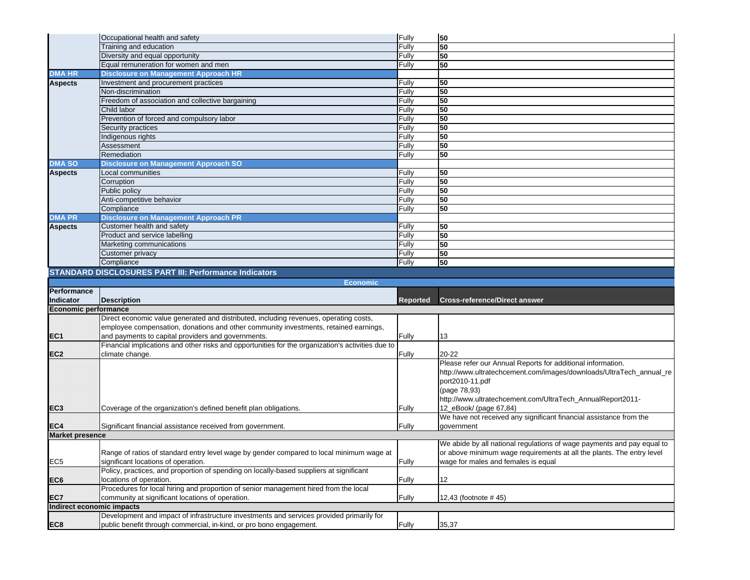| | | | |
|---|---|---|---|
| | Occupational health and safety | Fully | 50 |
| | Training and education | Fully | 50 |
| | Diversity and equal opportunity | Fully | 50 |
| | Equal remuneration for women and men | Fully | 50 |
| **DMA HR** | **Disclosure on Management Approach HR** | | |
| **Aspects** | Investment and procurement practices | Fully | 50 |
| | Non-discrimination | Fully | 50 |
| | Freedom of association and collective bargaining | Fully | 50 |
| | Child labor | Fully | 50 |
| | Prevention of forced and compulsory labor | Fully | 50 |
| | Security practices | Fully | 50 |
| | Indigenous rights | Fully | 50 |
| | Assessment | Fully | 50 |
| | Remediation | Fully | 50 |
| **DMA SO** | **Disclosure on Management Approach SO** | | |
| **Aspects** | Local communities | Fully | 50 |
| | Corruption | Fully | 50 |
| | Public policy | Fully | 50 |
| | Anti-competitive behavior | Fully | 50 |
| | Compliance | Fully | 50 |
| **DMA PR** | **Disclosure on Management Approach PR** | | |
| **Aspects** | Customer health and safety | Fully | 50 |
| | Product and service labelling | Fully | 50 |
| | Marketing communications | Fully | 50 |
| | Customer privacy | Fully | 50 |
| | Compliance | Fully | 50 |

## STANDARD DISCLOSURES PART III: Performance Indicators

**Economic**

| Performance Indicator | Description | Reported | Cross-reference/Direct answer |
|---|---|---|---|
| **Economic performance** | | | |
| **EC1** | Direct economic value generated and distributed, including revenues, operating costs, employee compensation, donations and other community investments, retained earnings, and payments to capital providers and governments. | Fully | 13 |
| **EC2** | Financial implications and other risks and opportunities for the organization's activities due to climate change. | Fully | 20-22 |
| **EC3** | Coverage of the organization's defined benefit plan obligations. | Fully | Please refer our Annual Reports for additional information. http://www.ultratechcement.com/images/downloads/UltraTech_annual_report2010-11.pdf (page 78,93) http://www.ultratechcement.com/UltraTech_AnnualReport2011-12_eBook/ (page 67,84) |
| **EC4** | Significant financial assistance received from government. | Fully | We have not received any significant financial assistance from the government |
| **Market presence** | | | |
| EC5 | Range of ratios of standard entry level wage by gender compared to local minimum wage at significant locations of operation. | Fully | We abide by all national regulations of wage payments and pay equal to or above minimum wage requirements at all the plants. The entry level wage for males and females is equal |
| **EC6** | Policy, practices, and proportion of spending on locally-based suppliers at significant locations of operation. | Fully | 12 |
| **EC7** | Procedures for local hiring and proportion of senior management hired from the local community at significant locations of operation. | Fully | 12,43 (footnote # 45) |
| **Indirect economic impacts** | | | |
| **EC8** | Development and impact of infrastructure investments and services provided primarily for public benefit through commercial, in-kind, or pro bono engagement. | Fully | 35,37 |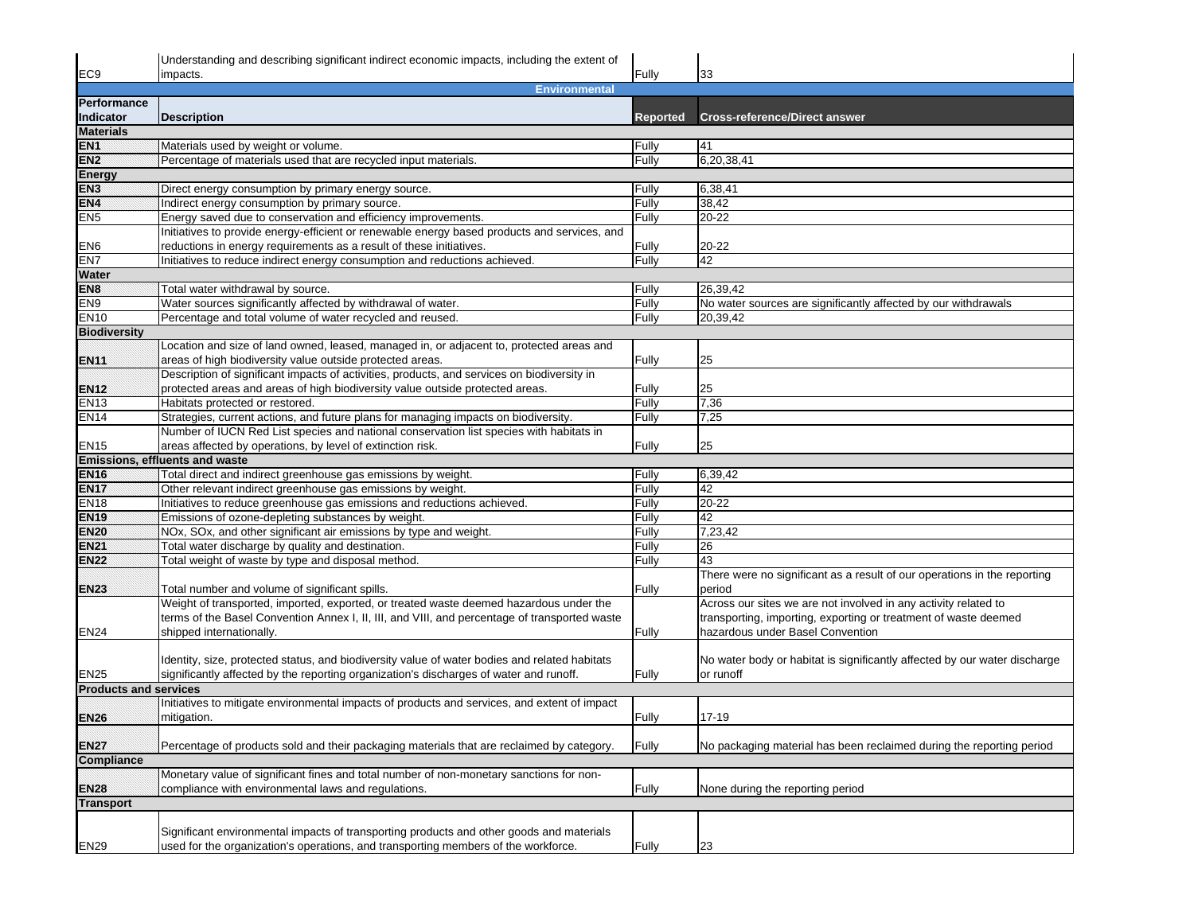| | | | |
|---|---|---|---|
| EC9 | Understanding and describing significant indirect economic impacts, including the extent of impacts. | Fully | 33 |

**Environmental**

| Performance Indicator | Description | Reported | Cross-reference/Direct answer |
|---|---|---|---|
| **Materials** | | | |
| EN1 | Materials used by weight or volume. | Fully | 41 |
| EN2 | Percentage of materials used that are recycled input materials. | Fully | 6,20,38,41 |
| **Energy** | | | |
| EN3 | Direct energy consumption by primary energy source. | Fully | 6,38,41 |
| EN4 | Indirect energy consumption by primary source. | Fully | 38,42 |
| EN5 | Energy saved due to conservation and efficiency improvements. | Fully | 20-22 |
| EN6 | Initiatives to provide energy-efficient or renewable energy based products and services, and reductions in energy requirements as a result of these initiatives. | Fully | 20-22 |
| EN7 | Initiatives to reduce indirect energy consumption and reductions achieved. | Fully | 42 |
| **Water** | | | |
| EN8 | Total water withdrawal by source. | Fully | 26,39,42 |
| EN9 | Water sources significantly affected by withdrawal of water. | Fully | No water sources are significantly affected by our withdrawals |
| EN10 | Percentage and total volume of water recycled and reused. | Fully | 20,39,42 |
| **Biodiversity** | | | |
| EN11 | Location and size of land owned, leased, managed in, or adjacent to, protected areas and areas of high biodiversity value outside protected areas. | Fully | 25 |
| EN12 | Description of significant impacts of activities, products, and services on biodiversity in protected areas and areas of high biodiversity value outside protected areas. | Fully | 25 |
| EN13 | Habitats protected or restored. | Fully | 7,36 |
| EN14 | Strategies, current actions, and future plans for managing impacts on biodiversity. | Fully | 7,25 |
| EN15 | Number of IUCN Red List species and national conservation list species with habitats in areas affected by operations, by level of extinction risk. | Fully | 25 |
| **Emissions, effluents and waste** | | | |
| EN16 | Total direct and indirect greenhouse gas emissions by weight. | Fully | 6,39,42 |
| EN17 | Other relevant indirect greenhouse gas emissions by weight. | Fully | 42 |
| EN18 | Initiatives to reduce greenhouse gas emissions and reductions achieved. | Fully | 20-22 |
| EN19 | Emissions of ozone-depleting substances by weight. | Fully | 42 |
| EN20 | NOx, SOx, and other significant air emissions by type and weight. | Fully | 7,23,42 |
| EN21 | Total water discharge by quality and destination. | Fully | 26 |
| EN22 | Total weight of waste by type and disposal method. | Fully | 43 |
| EN23 | Total number and volume of significant spills. | Fully | There were no significant as a result of our operations in the reporting period |
| EN24 | Weight of transported, imported, exported, or treated waste deemed hazardous under the terms of the Basel Convention Annex I, II, III, and VIII, and percentage of transported waste shipped internationally. | Fully | Across our sites we are not involved in any activity related to transporting, importing, exporting or treatment of waste deemed hazardous under Basel Convention |
| EN25 | Identity, size, protected status, and biodiversity value of water bodies and related habitats significantly affected by the reporting organization's discharges of water and runoff. | Fully | No water body or habitat is significantly affected by our water discharge or runoff |
| **Products and services** | | | |
| EN26 | Initiatives to mitigate environmental impacts of products and services, and extent of impact mitigation. | Fully | 17-19 |
| EN27 | Percentage of products sold and their packaging materials that are reclaimed by category. | Fully | No packaging material has been reclaimed during the reporting period |
| **Compliance** | | | |
| EN28 | Monetary value of significant fines and total number of non-monetary sanctions for non-compliance with environmental laws and regulations. | Fully | None during the reporting period |
| **Transport** | | | |
| EN29 | Significant environmental impacts of transporting products and other goods and materials used for the organization's operations, and transporting members of the workforce. | Fully | 23 |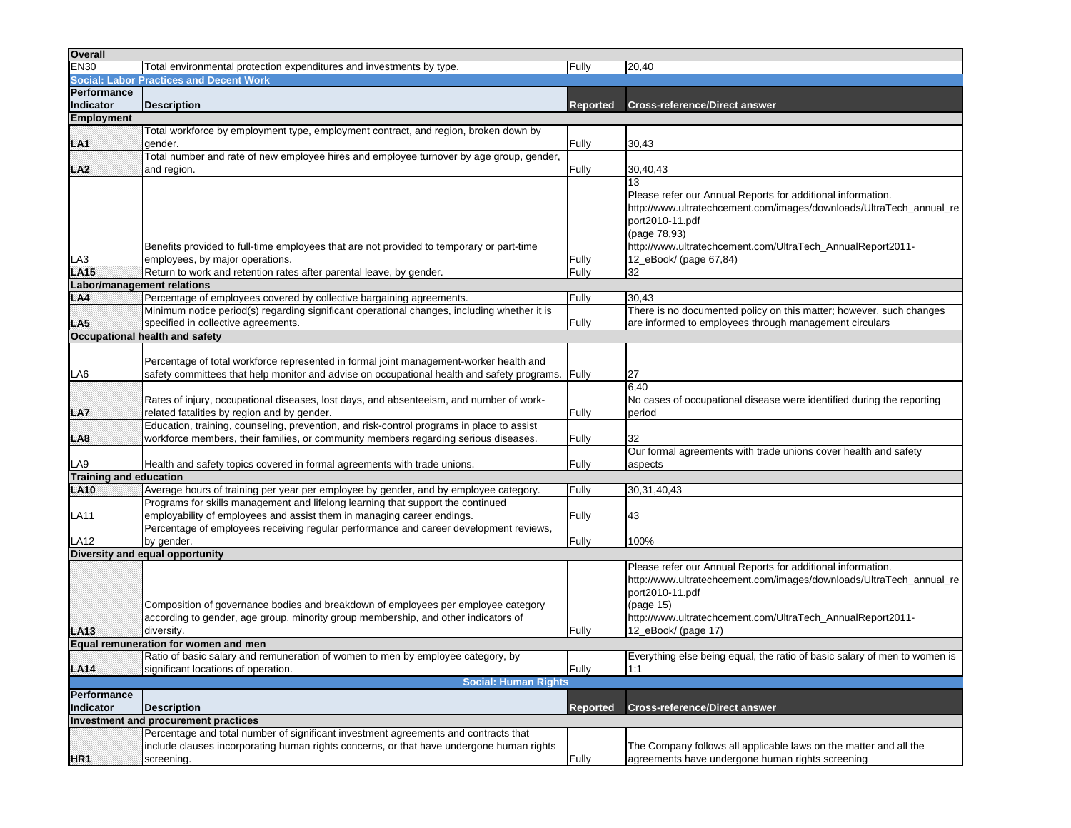| Overall | | | |
|---|---|---|---|
| EN30 | Total environmental protection expenditures and investments by type. | Fully | 20,40 |

**Social: Labor Practices and Decent Work**

| Performance Indicator | Description | Reported | Cross-reference/Direct answer |
|---|---|---|---|
| **Employment** | | | |
| LA1 | Total workforce by employment type, employment contract, and region, broken down by gender. | Fully | 30,43 |
| LA2 | Total number and rate of new employee hires and employee turnover by age group, gender, and region. | Fully | 30,40,43 |
| LA3 | Benefits provided to full-time employees that are not provided to temporary or part-time employees, by major operations. | Fully | 13<br>Please refer our Annual Reports for additional information.<br>http://www.ultratechcement.com/images/downloads/UltraTech_annual_report2010-11.pdf<br>(page 78,93)<br>http://www.ultratechcement.com/UltraTech_AnnualReport2011-12_eBook/ (page 67,84) |
| LA15 | Return to work and retention rates after parental leave, by gender. | Fully | 32 |
| **Labor/management relations** | | | |
| LA4 | Percentage of employees covered by collective bargaining agreements. | Fully | 30,43 |
| LA5 | Minimum notice period(s) regarding significant operational changes, including whether it is specified in collective agreements. | Fully | There is no documented policy on this matter; however, such changes are informed to employees through management circulars |
| **Occupational health and safety** | | | |
| LA6 | Percentage of total workforce represented in formal joint management-worker health and safety committees that help monitor and advise on occupational health and safety programs. | Fully | 27 |
| LA7 | Rates of injury, occupational diseases, lost days, and absenteeism, and number of work-related fatalities by region and by gender. | Fully | 6,40<br>No cases of occupational disease were identified during the reporting period |
| LA8 | Education, training, counseling, prevention, and risk-control programs in place to assist workforce members, their families, or community members regarding serious diseases. | Fully | 32 |
| LA9 | Health and safety topics covered in formal agreements with trade unions. | Fully | Our formal agreements with trade unions cover health and safety aspects |
| **Training and education** | | | |
| LA10 | Average hours of training per year per employee by gender, and by employee category. | Fully | 30,31,40,43 |
| LA11 | Programs for skills management and lifelong learning that support the continued employability of employees and assist them in managing career endings. | Fully | 43 |
| LA12 | Percentage of employees receiving regular performance and career development reviews, by gender. | Fully | 100% |
| **Diversity and equal opportunity** | | | |
| LA13 | Composition of governance bodies and breakdown of employees per employee category according to gender, age group, minority group membership, and other indicators of diversity. | Fully | Please refer our Annual Reports for additional information.<br>http://www.ultratechcement.com/images/downloads/UltraTech_annual_report2010-11.pdf<br>(page 15)<br>http://www.ultratechcement.com/UltraTech_AnnualReport2011-12_eBook/ (page 17) |
| **Equal remuneration for women and men** | | | |
| LA14 | Ratio of basic salary and remuneration of women to men by employee category, by significant locations of operation. | Fully | Everything else being equal, the ratio of basic salary of men to women is 1:1 |

**Social: Human Rights**

| Performance Indicator | Description | Reported | Cross-reference/Direct answer |
|---|---|---|---|
| **Investment and procurement practices** | | | |
| HR1 | Percentage and total number of significant investment agreements and contracts that include clauses incorporating human rights concerns, or that have undergone human rights screening. | Fully | The Company follows all applicable laws on the matter and all the agreements have undergone human rights screening |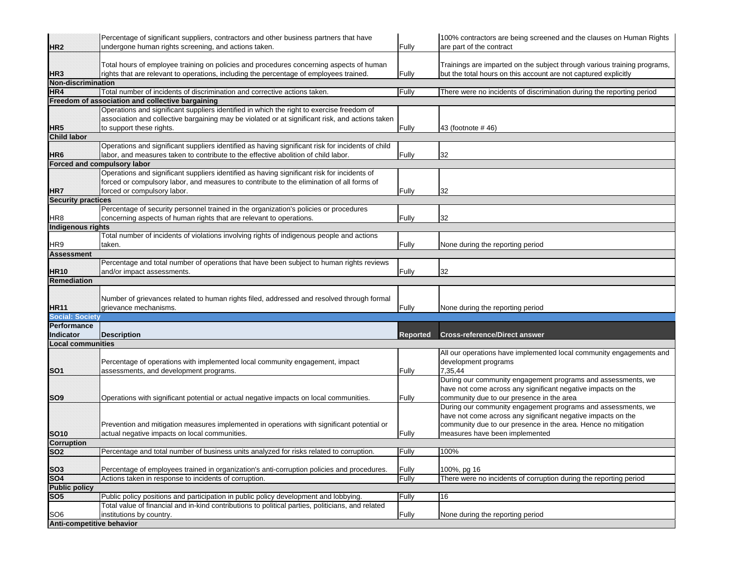| | | | |
|---|---|---|---|
| HR2 | Percentage of significant suppliers, contractors and other business partners that have undergone human rights screening, and actions taken. | Fully | 100% contractors are being screened and the clauses on Human Rights are part of the contract |
| HR3 | Total hours of employee training on policies and procedures concerning aspects of human rights that are relevant to operations, including the percentage of employees trained. | Fully | Trainings are imparted on the subject through various training programs, but the total hours on this account are not captured explicitly |
| **Non-discrimination** | | | |
| HR4 | Total number of incidents of discrimination and corrective actions taken. | Fully | There were no incidents of discrimination during the reporting period |
| **Freedom of association and collective bargaining** | | | |
| HR5 | Operations and significant suppliers identified in which the right to exercise freedom of association and collective bargaining may be violated or at significant risk, and actions taken to support these rights. | Fully | 43 (footnote # 46) |
| **Child labor** | | | |
| HR6 | Operations and significant suppliers identified as having significant risk for incidents of child labor, and measures taken to contribute to the effective abolition of child labor. | Fully | 32 |
| **Forced and compulsory labor** | | | |
| HR7 | Operations and significant suppliers identified as having significant risk for incidents of forced or compulsory labor, and measures to contribute to the elimination of all forms of forced or compulsory labor. | Fully | 32 |
| **Security practices** | | | |
| HR8 | Percentage of security personnel trained in the organization's policies or procedures concerning aspects of human rights that are relevant to operations. | Fully | 32 |
| **Indigenous rights** | | | |
| HR9 | Total number of incidents of violations involving rights of indigenous people and actions taken. | Fully | None during the reporting period |
| **Assessment** | | | |
| HR10 | Percentage and total number of operations that have been subject to human rights reviews and/or impact assessments. | Fully | 32 |
| **Remediation** | | | |
| HR11 | Number of grievances related to human rights filed, addressed and resolved through formal grievance mechanisms. | Fully | None during the reporting period |

**Social: Society**

| Performance Indicator | Description | Reported | Cross-reference/Direct answer |
|---|---|---|---|
| **Local communities** | | | |
| SO1 | Percentage of operations with implemented local community engagement, impact assessments, and development programs. | Fully | All our operations have implemented local community engagements and development programs 7,35,44 |
| SO9 | Operations with significant potential or actual negative impacts on local communities. | Fully | During our community engagement programs and assessments, we have not come across any significant negative impacts on the community due to our presence in the area |
| SO10 | Prevention and mitigation measures implemented in operations with significant potential or actual negative impacts on local communities. | Fully | During our community engagement programs and assessments, we have not come across any significant negative impacts on the community due to our presence in the area. Hence no mitigation measures have been implemented |
| **Corruption** | | | |
| SO2 | Percentage and total number of business units analyzed for risks related to corruption. | Fully | 100% |
| SO3 | Percentage of employees trained in organization's anti-corruption policies and procedures. | Fully | 100%, pg 16 |
| SO4 | Actions taken in response to incidents of corruption. | Fully | There were no incidents of corruption during the reporting period |
| **Public policy** | | | |
| SO5 | Public policy positions and participation in public policy development and lobbying. | Fully | 16 |
| SO6 | Total value of financial and in-kind contributions to political parties, politicians, and related institutions by country. | Fully | None during the reporting period |
| **Anti-competitive behavior** | | | |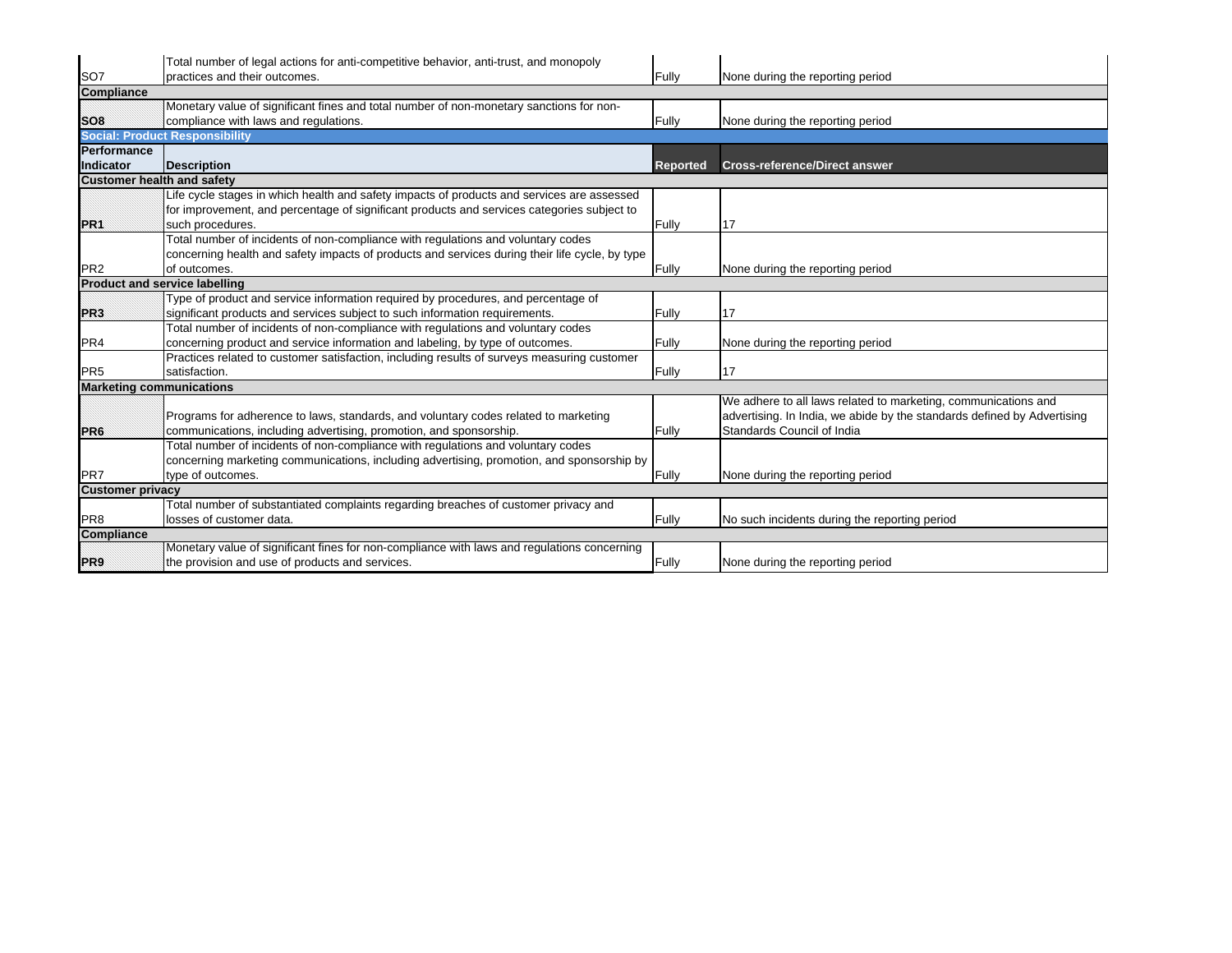| | | | |
|---|---|---|---|
| SO7 | Total number of legal actions for anti-competitive behavior, anti-trust, and monopoly practices and their outcomes. | Fully | None during the reporting period |
| **Compliance** | | | |
| **SO8** | Monetary value of significant fines and total number of non-monetary sanctions for non-compliance with laws and regulations. | Fully | None during the reporting period |
| **Social: Product Responsibility** | | | |
| **Performance Indicator** | **Description** | **Reported** | **Cross-reference/Direct answer** |
| **Customer health and safety** | | | |
| **PR1** | Life cycle stages in which health and safety impacts of products and services are assessed for improvement, and percentage of significant products and services categories subject to such procedures. | Fully | 17 |
| PR2 | Total number of incidents of non-compliance with regulations and voluntary codes concerning health and safety impacts of products and services during their life cycle, by type of outcomes. | Fully | None during the reporting period |
| **Product and service labelling** | | | |
| **PR3** | Type of product and service information required by procedures, and percentage of significant products and services subject to such information requirements. | Fully | 17 |
| PR4 | Total number of incidents of non-compliance with regulations and voluntary codes concerning product and service information and labeling, by type of outcomes. | Fully | None during the reporting period |
| PR5 | Practices related to customer satisfaction, including results of surveys measuring customer satisfaction. | Fully | 17 |
| **Marketing communications** | | | |
| **PR6** | Programs for adherence to laws, standards, and voluntary codes related to marketing communications, including advertising, promotion, and sponsorship. | Fully | We adhere to all laws related to marketing, communications and advertising. In India, we abide by the standards defined by Advertising Standards Council of India |
| PR7 | Total number of incidents of non-compliance with regulations and voluntary codes concerning marketing communications, including advertising, promotion, and sponsorship by type of outcomes. | Fully | None during the reporting period |
| **Customer privacy** | | | |
| PR8 | Total number of substantiated complaints regarding breaches of customer privacy and losses of customer data. | Fully | No such incidents during the reporting period |
| **Compliance** | | | |
| **PR9** | Monetary value of significant fines for non-compliance with laws and regulations concerning the provision and use of products and services. | Fully | None during the reporting period |